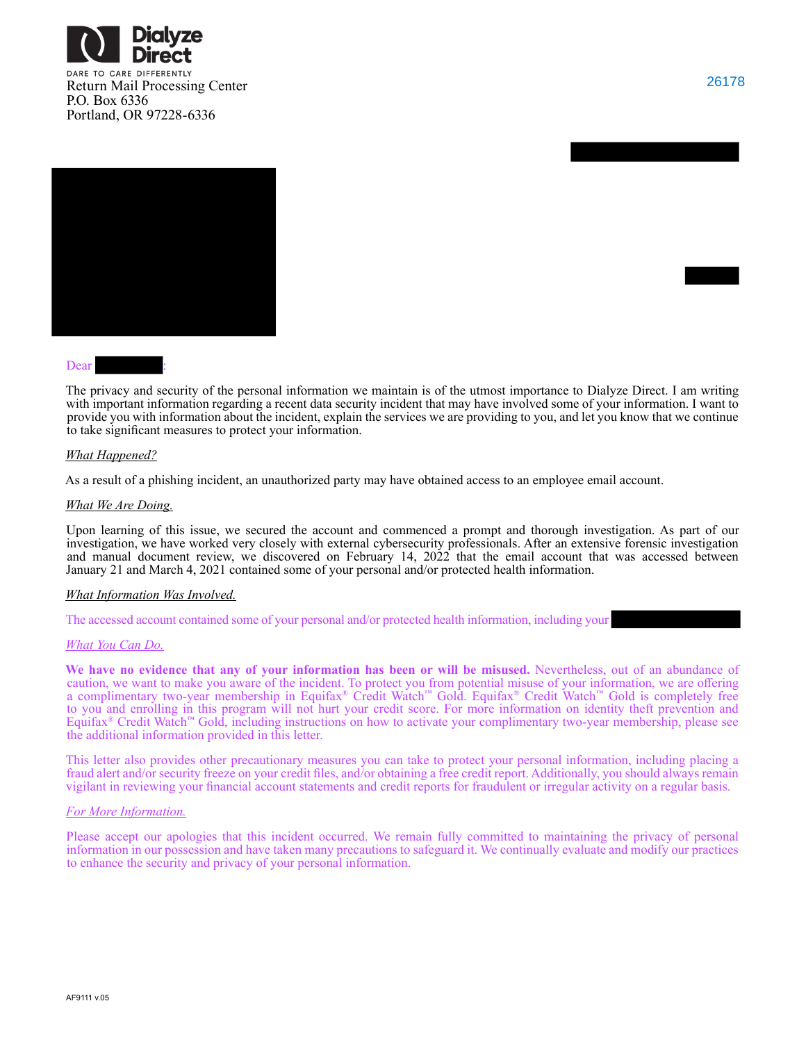Dialyze Direct

DARE TO CARE DIFFERENTLY

Return Mail Processing Center
P.O. Box 6336
Portland, OR 97228-6336

26178

Dear :

The privacy and security of the personal information we maintain is of the utmost importance to Dialyze Direct. I am writing with important information regarding a recent data security incident that may have involved some of your information. I want to provide you with information about the incident, explain the services we are providing to you, and let you know that we continue to take significant measures to protect your information.

*What Happened?*

As a result of a phishing incident, an unauthorized party may have obtained access to an employee email account.

*What We Are Doing.*

Upon learning of this issue, we secured the account and commenced a prompt and thorough investigation. As part of our investigation, we have worked very closely with external cybersecurity professionals. After an extensive forensic investigation and manual document review, we discovered on February 14, 2022 that the email account that was accessed between January 21 and March 4, 2021 contained some of your personal and/or protected health information.

*What Information Was Involved.*

The accessed account contained some of your personal and/or protected health information, including your

*What You Can Do.*

**We have no evidence that any of your information has been or will be misused.** Nevertheless, out of an abundance of caution, we want to make you aware of the incident. To protect you from potential misuse of your information, we are offering a complimentary two-year membership in Equifax® Credit Watch™ Gold. Equifax® Credit Watch™ Gold is completely free to you and enrolling in this program will not hurt your credit score. For more information on identity theft prevention and Equifax® Credit Watch™ Gold, including instructions on how to activate your complimentary two-year membership, please see the additional information provided in this letter.

This letter also provides other precautionary measures you can take to protect your personal information, including placing a fraud alert and/or security freeze on your credit files, and/or obtaining a free credit report. Additionally, you should always remain vigilant in reviewing your financial account statements and credit reports for fraudulent or irregular activity on a regular basis.

*For More Information.*

Please accept our apologies that this incident occurred. We remain fully committed to maintaining the privacy of personal information in our possession and have taken many precautions to safeguard it. We continually evaluate and modify our practices to enhance the security and privacy of your personal information.

AF9111 v.05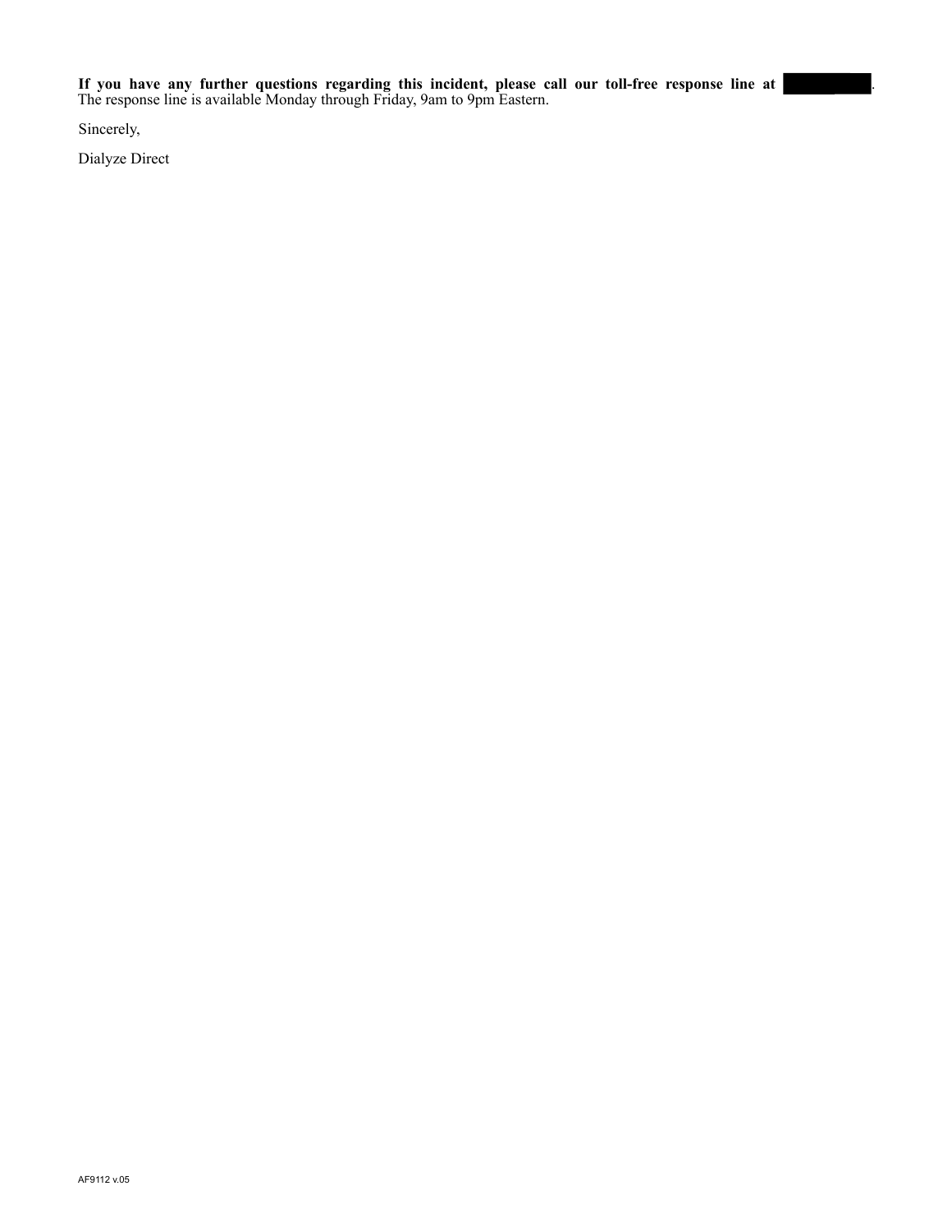**If you have any further questions regarding this incident, please call our toll-free response line at ██████████.** The response line is available Monday through Friday, 9am to 9pm Eastern.

Sincerely,

Dialyze Direct

AF9112 v.05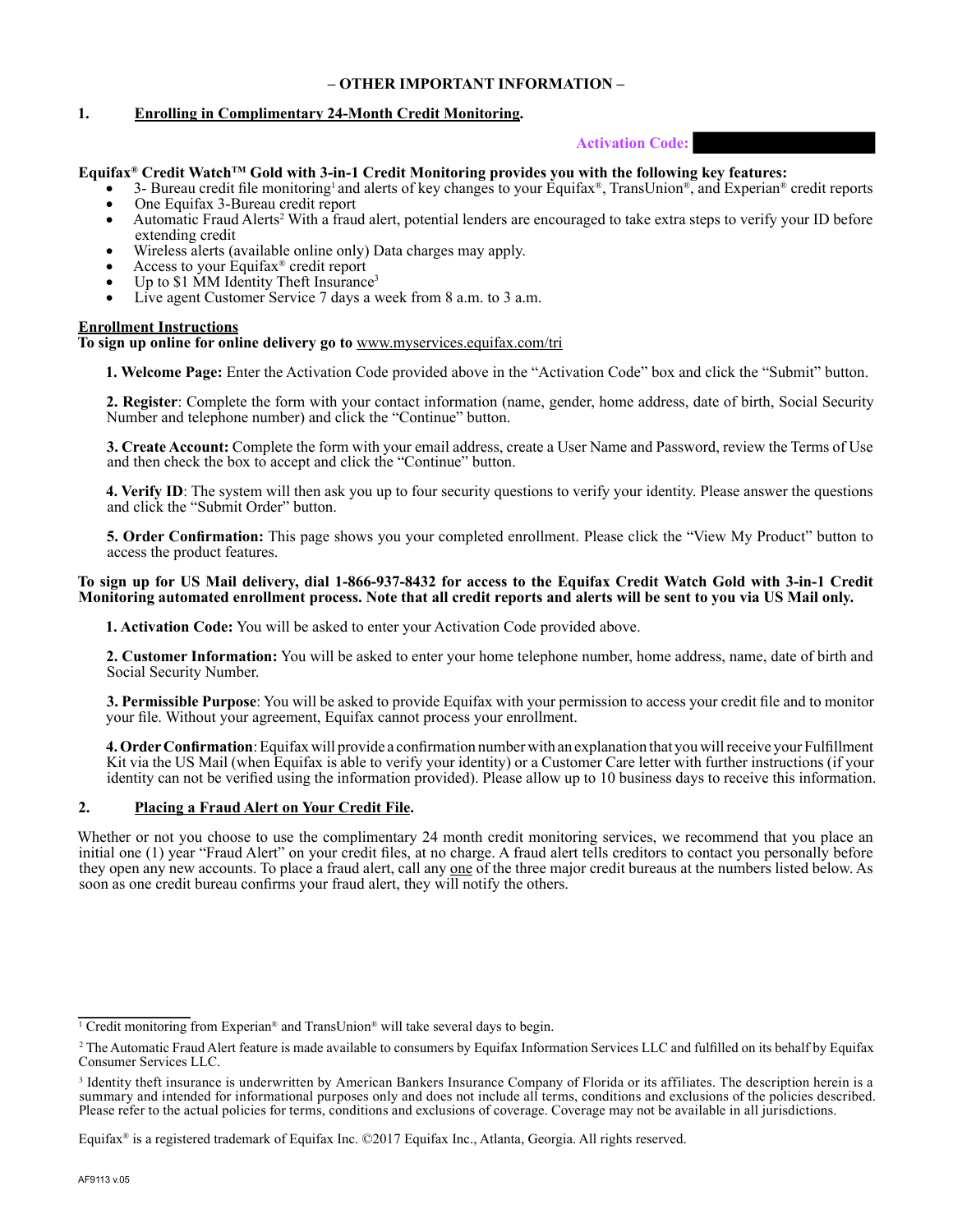**– OTHER IMPORTANT INFORMATION –**

**1. Enrolling in Complimentary 24-Month Credit Monitoring.**

**Activation Code:**

**Equifax® Credit Watch™ Gold with 3-in-1 Credit Monitoring provides you with the following key features:**

- 3- Bureau credit file monitoring[1] and alerts of key changes to your Equifax®, TransUnion®, and Experian® credit reports
- One Equifax 3-Bureau credit report
- Automatic Fraud Alerts[2] With a fraud alert, potential lenders are encouraged to take extra steps to verify your ID before extending credit
- Wireless alerts (available online only) Data charges may apply.
- Access to your Equifax® credit report
- Up to $1 MM Identity Theft Insurance[3]
- Live agent Customer Service 7 days a week from 8 a.m. to 3 a.m.

**Enrollment Instructions**

**To sign up online for online delivery go to** www.myservices.equifax.com/tri

**1. Welcome Page:** Enter the Activation Code provided above in the "Activation Code" box and click the "Submit" button.

**2. Register**: Complete the form with your contact information (name, gender, home address, date of birth, Social Security Number and telephone number) and click the "Continue" button.

**3. Create Account:** Complete the form with your email address, create a User Name and Password, review the Terms of Use and then check the box to accept and click the "Continue" button.

**4. Verify ID**: The system will then ask you up to four security questions to verify your identity. Please answer the questions and click the "Submit Order" button.

**5. Order Confirmation:** This page shows you your completed enrollment. Please click the "View My Product" button to access the product features.

**To sign up for US Mail delivery, dial 1-866-937-8432 for access to the Equifax Credit Watch Gold with 3-in-1 Credit Monitoring automated enrollment process. Note that all credit reports and alerts will be sent to you via US Mail only.**

**1. Activation Code:** You will be asked to enter your Activation Code provided above.

**2. Customer Information:** You will be asked to enter your home telephone number, home address, name, date of birth and Social Security Number.

**3. Permissible Purpose**: You will be asked to provide Equifax with your permission to access your credit file and to monitor your file. Without your agreement, Equifax cannot process your enrollment.

**4. Order Confirmation**: Equifax will provide a confirmation number with an explanation that you will receive your Fulfillment Kit via the US Mail (when Equifax is able to verify your identity) or a Customer Care letter with further instructions (if your identity can not be verified using the information provided). Please allow up to 10 business days to receive this information.

**2. Placing a Fraud Alert on Your Credit File.**

Whether or not you choose to use the complimentary 24 month credit monitoring services, we recommend that you place an initial one (1) year "Fraud Alert" on your credit files, at no charge. A fraud alert tells creditors to contact you personally before they open any new accounts. To place a fraud alert, call any one of the three major credit bureaus at the numbers listed below. As soon as one credit bureau confirms your fraud alert, they will notify the others.

---

[1] Credit monitoring from Experian® and TransUnion® will take several days to begin.

[2] The Automatic Fraud Alert feature is made available to consumers by Equifax Information Services LLC and fulfilled on its behalf by Equifax Consumer Services LLC.

[3] Identity theft insurance is underwritten by American Bankers Insurance Company of Florida or its affiliates. The description herein is a summary and intended for informational purposes only and does not include all terms, conditions and exclusions of the policies described. Please refer to the actual policies for terms, conditions and exclusions of coverage. Coverage may not be available in all jurisdictions.

Equifax® is a registered trademark of Equifax Inc. ©2017 Equifax Inc., Atlanta, Georgia. All rights reserved.

AF9113 v.05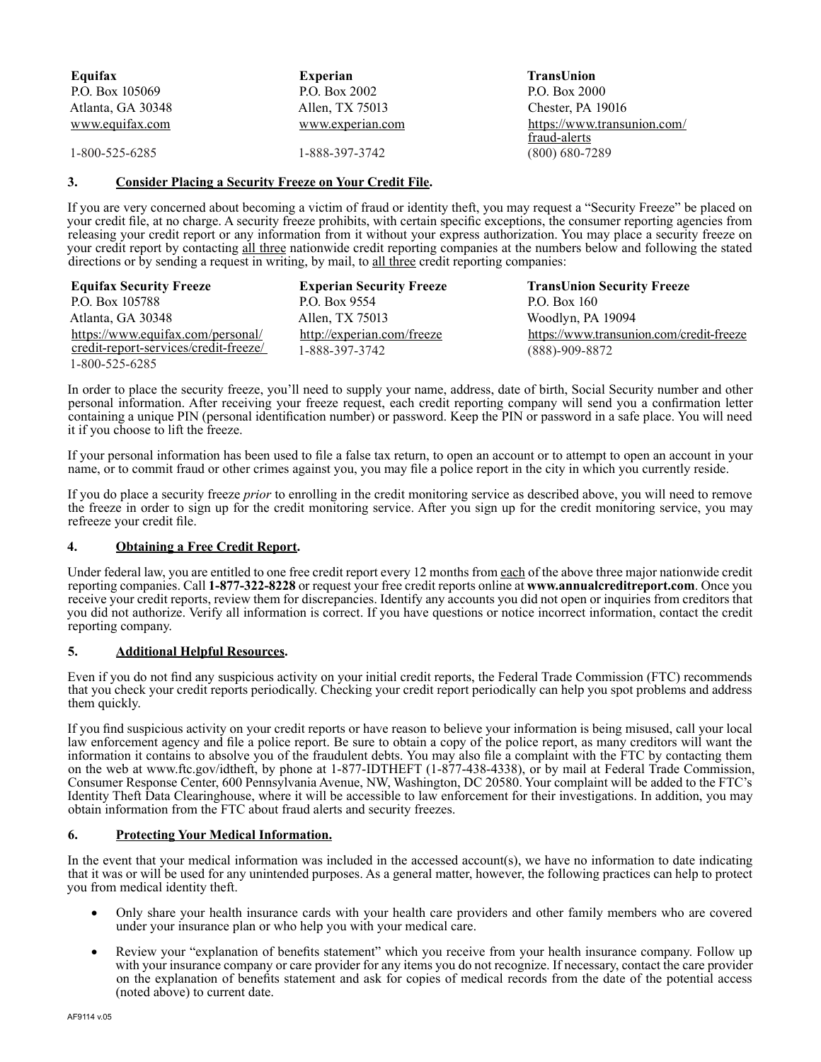| **Equifax** | **Experian** | **TransUnion** |
|---|---|---|
| P.O. Box 105069 | P.O. Box 2002 | P.O. Box 2000 |
| Atlanta, GA 30348 | Allen, TX 75013 | Chester, PA 19016 |
| www.equifax.com | www.experian.com | https://www.transunion.com/fraud-alerts |
| 1-800-525-6285 | 1-888-397-3742 | (800) 680-7289 |

## 3. Consider Placing a Security Freeze on Your Credit File.

If you are very concerned about becoming a victim of fraud or identity theft, you may request a "Security Freeze" be placed on your credit file, at no charge. A security freeze prohibits, with certain specific exceptions, the consumer reporting agencies from releasing your credit report or any information from it without your express authorization. You may place a security freeze on your credit report by contacting all three nationwide credit reporting companies at the numbers below and following the stated directions or by sending a request in writing, by mail, to all three credit reporting companies:

| **Equifax Security Freeze** | **Experian Security Freeze** | **TransUnion Security Freeze** |
|---|---|---|
| P.O. Box 105788 | P.O. Box 9554 | P.O. Box 160 |
| Atlanta, GA 30348 | Allen, TX 75013 | Woodlyn, PA 19094 |
| https://www.equifax.com/personal/credit-report-services/credit-freeze/ | http://experian.com/freeze | https://www.transunion.com/credit-freeze |
| 1-800-525-6285 | 1-888-397-3742 | (888)-909-8872 |

In order to place the security freeze, you'll need to supply your name, address, date of birth, Social Security number and other personal information. After receiving your freeze request, each credit reporting company will send you a confirmation letter containing a unique PIN (personal identification number) or password. Keep the PIN or password in a safe place. You will need it if you choose to lift the freeze.

If your personal information has been used to file a false tax return, to open an account or to attempt to open an account in your name, or to commit fraud or other crimes against you, you may file a police report in the city in which you currently reside.

If you do place a security freeze *prior* to enrolling in the credit monitoring service as described above, you will need to remove the freeze in order to sign up for the credit monitoring service. After you sign up for the credit monitoring service, you may refreeze your credit file.

## 4. Obtaining a Free Credit Report.

Under federal law, you are entitled to one free credit report every 12 months from each of the above three major nationwide credit reporting companies. Call **1-877-322-8228** or request your free credit reports online at **www.annualcreditreport.com**. Once you receive your credit reports, review them for discrepancies. Identify any accounts you did not open or inquiries from creditors that you did not authorize. Verify all information is correct. If you have questions or notice incorrect information, contact the credit reporting company.

## 5. Additional Helpful Resources.

Even if you do not find any suspicious activity on your initial credit reports, the Federal Trade Commission (FTC) recommends that you check your credit reports periodically. Checking your credit report periodically can help you spot problems and address them quickly.

If you find suspicious activity on your credit reports or have reason to believe your information is being misused, call your local law enforcement agency and file a police report. Be sure to obtain a copy of the police report, as many creditors will want the information it contains to absolve you of the fraudulent debts. You may also file a complaint with the FTC by contacting them on the web at www.ftc.gov/idtheft, by phone at 1-877-IDTHEFT (1-877-438-4338), or by mail at Federal Trade Commission, Consumer Response Center, 600 Pennsylvania Avenue, NW, Washington, DC 20580. Your complaint will be added to the FTC's Identity Theft Data Clearinghouse, where it will be accessible to law enforcement for their investigations. In addition, you may obtain information from the FTC about fraud alerts and security freezes.

## 6. Protecting Your Medical Information.

In the event that your medical information was included in the accessed account(s), we have no information to date indicating that it was or will be used for any unintended purposes. As a general matter, however, the following practices can help to protect you from medical identity theft.

- Only share your health insurance cards with your health care providers and other family members who are covered under your insurance plan or who help you with your medical care.
- Review your "explanation of benefits statement" which you receive from your health insurance company. Follow up with your insurance company or care provider for any items you do not recognize. If necessary, contact the care provider on the explanation of benefits statement and ask for copies of medical records from the date of the potential access (noted above) to current date.

AF9114 v.05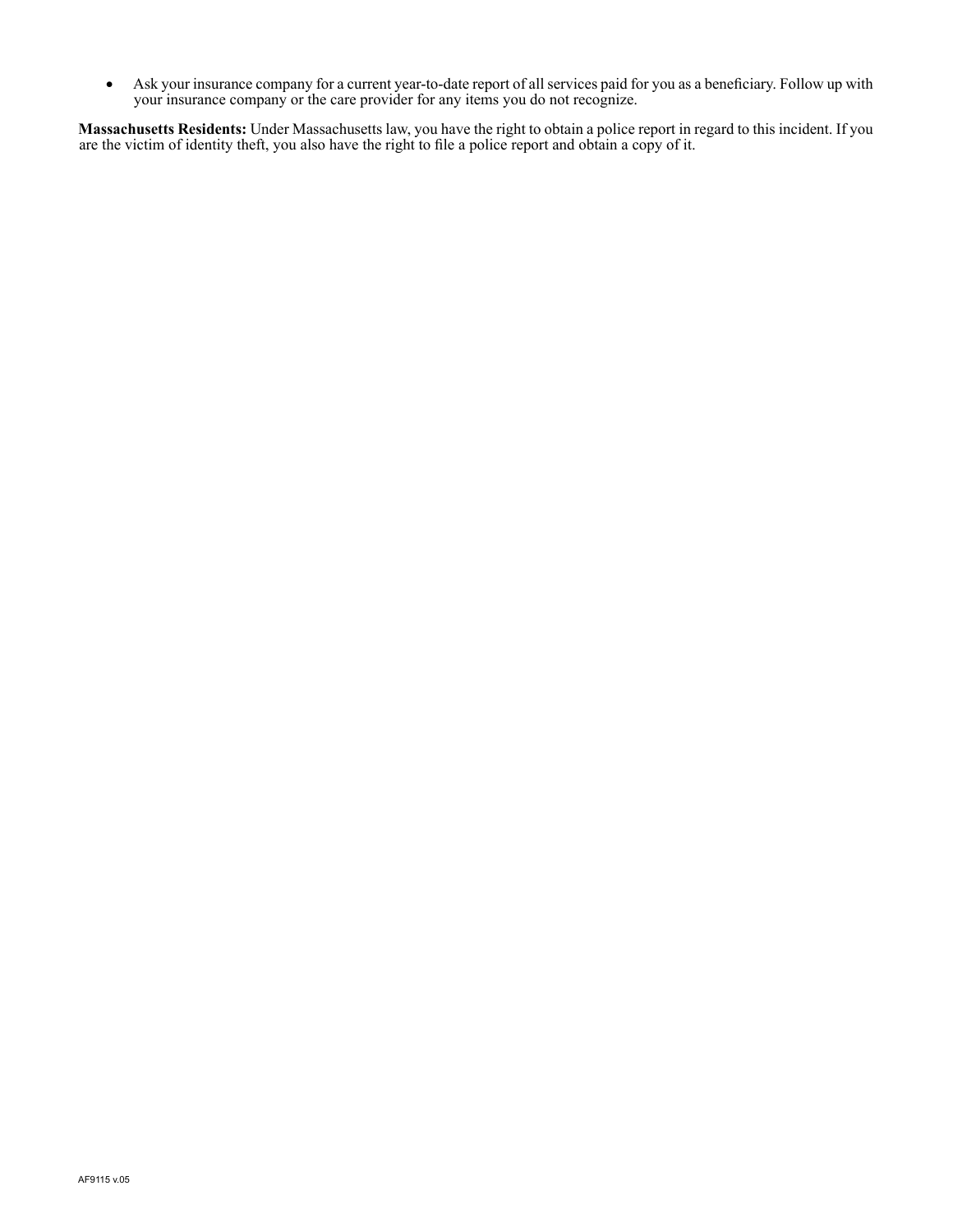- Ask your insurance company for a current year-to-date report of all services paid for you as a beneficiary. Follow up with your insurance company or the care provider for any items you do not recognize.

**Massachusetts Residents:** Under Massachusetts law, you have the right to obtain a police report in regard to this incident. If you are the victim of identity theft, you also have the right to file a police report and obtain a copy of it.

AF9115 v.05